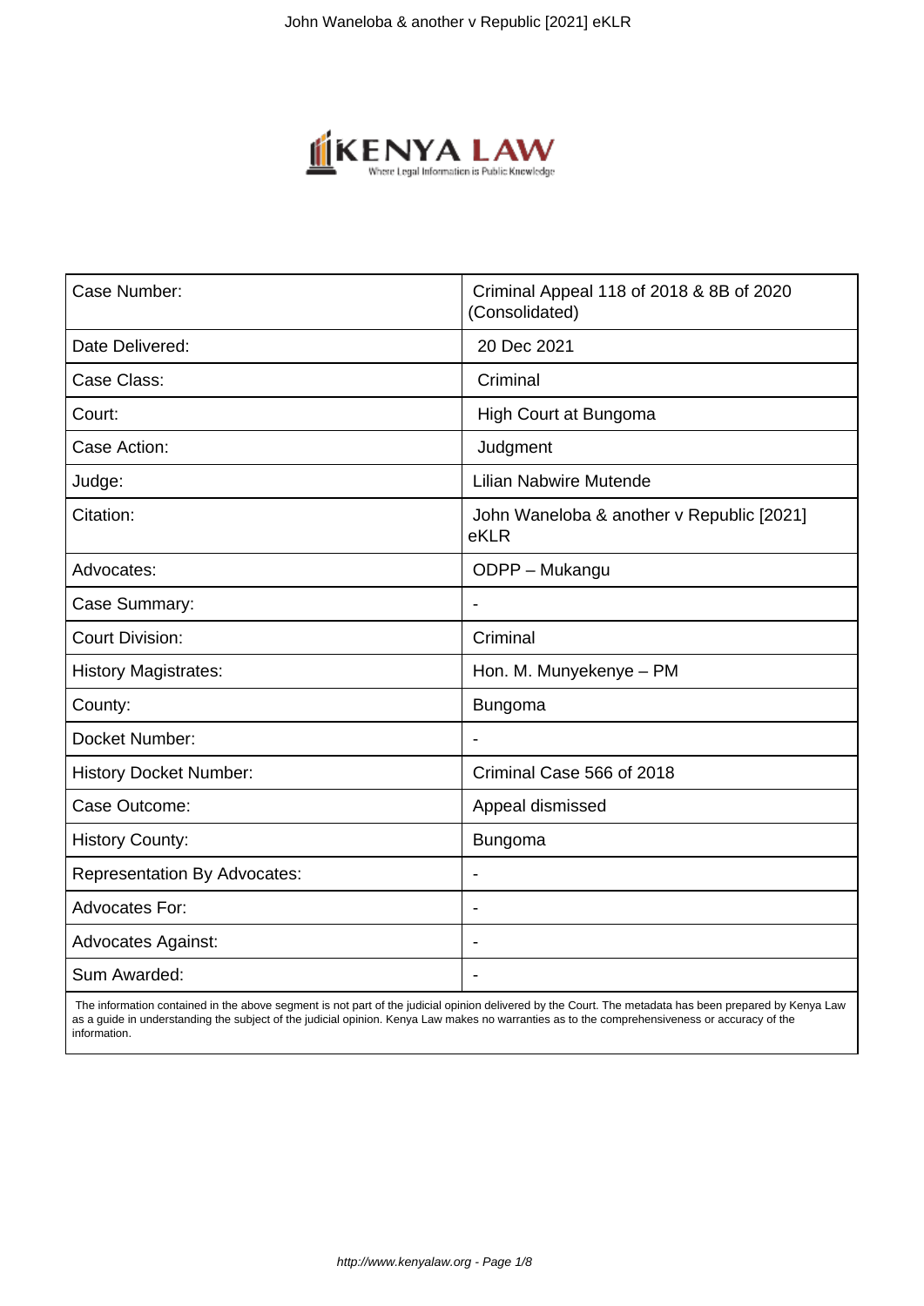| Case Number: | Criminal Appeal 118 of 2018 & 8B of 2020 (Consolidated) |
| --- | --- |
| Date Delivered: | 20 Dec 2021 |
| Case Class: | Criminal |
| Court: | High Court at Bungoma |
| Case Action: | Judgment |
| Judge: | Lilian Nabwire Mutende |
| Citation: | John Waneloba & another v Republic [2021] eKLR |
| Advocates: | ODPP – Mukangu |
| Case Summary: | - |
| Court Division: | Criminal |
| History Magistrates: | Hon. M. Munyekenye – PM |
| County: | Bungoma |
| Docket Number: | - |
| History Docket Number: | Criminal Case 566 of 2018 |
| Case Outcome: | Appeal dismissed |
| History County: | Bungoma |
| Representation By Advocates: | - |
| Advocates For: | - |
| Advocates Against: | - |
| Sum Awarded: | - |

The information contained in the above segment is not part of the judicial opinion delivered by the Court. The metadata has been prepared by Kenya Law as a guide in understanding the subject of the judicial opinion. Kenya Law makes no warranties as to the comprehensiveness or accuracy of the information.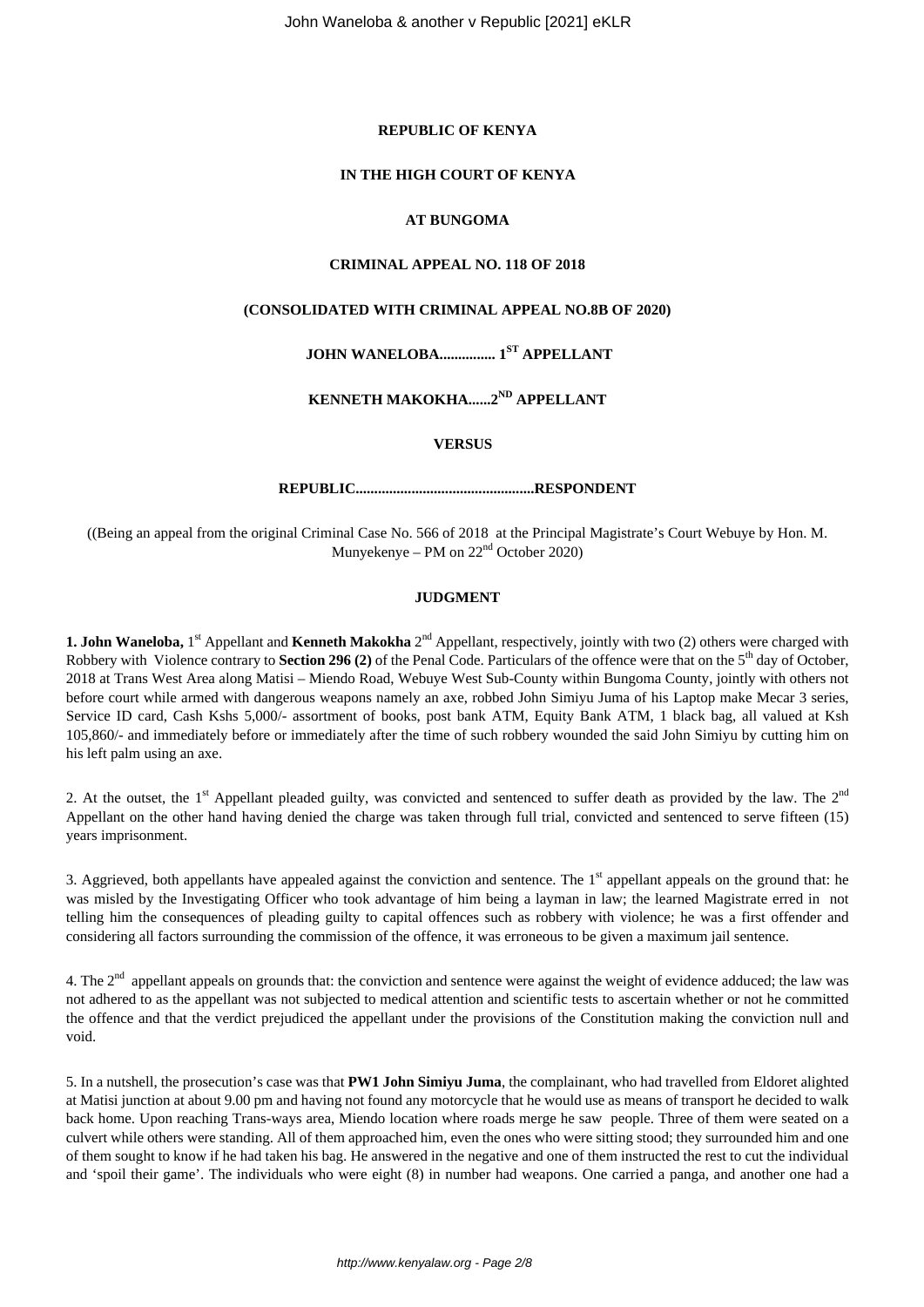**REPUBLIC OF KENYA**

**IN THE HIGH COURT OF KENYA**

**AT BUNGOMA**

**CRIMINAL APPEAL NO. 118 OF 2018**

**(CONSOLIDATED WITH CRIMINAL APPEAL NO.8B OF 2020)**

**JOHN WANELOBA............... 1ST APPELLANT**

**KENNETH MAKOKHA......2ND APPELLANT**

**VERSUS**

**REPUBLIC................................................RESPONDENT**

((Being an appeal from the original Criminal Case No. 566 of 2018 at the Principal Magistrate's Court Webuye by Hon. M. Munyekenye – PM on 22nd October 2020)

**JUDGMENT**

**1. John Waneloba,** 1st Appellant and **Kenneth Makokha** 2nd Appellant, respectively, jointly with two (2) others were charged with Robbery with Violence contrary to **Section 296 (2)** of the Penal Code. Particulars of the offence were that on the 5th day of October, 2018 at Trans West Area along Matisi – Miendo Road, Webuye West Sub-County within Bungoma County, jointly with others not before court while armed with dangerous weapons namely an axe, robbed John Simiyu Juma of his Laptop make Mecar 3 series, Service ID card, Cash Kshs 5,000/- assortment of books, post bank ATM, Equity Bank ATM, 1 black bag, all valued at Ksh 105,860/- and immediately before or immediately after the time of such robbery wounded the said John Simiyu by cutting him on his left palm using an axe.

2. At the outset, the 1st Appellant pleaded guilty, was convicted and sentenced to suffer death as provided by the law. The 2nd Appellant on the other hand having denied the charge was taken through full trial, convicted and sentenced to serve fifteen (15) years imprisonment.

3. Aggrieved, both appellants have appealed against the conviction and sentence. The 1st appellant appeals on the ground that: he was misled by the Investigating Officer who took advantage of him being a layman in law; the learned Magistrate erred in not telling him the consequences of pleading guilty to capital offences such as robbery with violence; he was a first offender and considering all factors surrounding the commission of the offence, it was erroneous to be given a maximum jail sentence.

4. The 2nd appellant appeals on grounds that: the conviction and sentence were against the weight of evidence adduced; the law was not adhered to as the appellant was not subjected to medical attention and scientific tests to ascertain whether or not he committed the offence and that the verdict prejudiced the appellant under the provisions of the Constitution making the conviction null and void.

5. In a nutshell, the prosecution's case was that **PW1 John Simiyu Juma**, the complainant, who had travelled from Eldoret alighted at Matisi junction at about 9.00 pm and having not found any motorcycle that he would use as means of transport he decided to walk back home. Upon reaching Trans-ways area, Miendo location where roads merge he saw people. Three of them were seated on a culvert while others were standing. All of them approached him, even the ones who were sitting stood; they surrounded him and one of them sought to know if he had taken his bag. He answered in the negative and one of them instructed the rest to cut the individual and 'spoil their game'. The individuals who were eight (8) in number had weapons. One carried a panga, and another one had a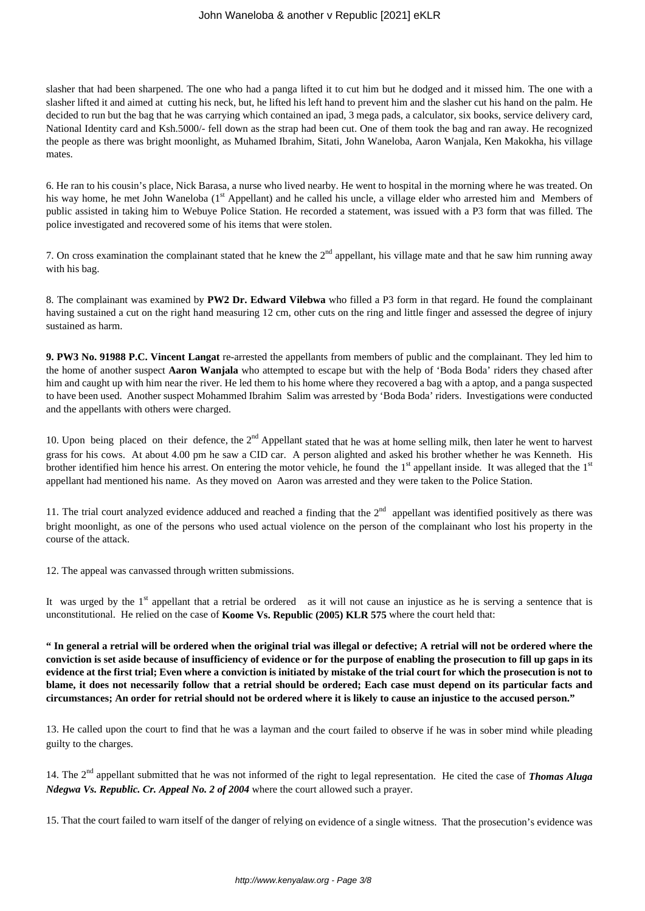slasher that had been sharpened. The one who had a panga lifted it to cut him but he dodged and it missed him. The one with a slasher lifted it and aimed at cutting his neck, but, he lifted his left hand to prevent him and the slasher cut his hand on the palm. He decided to run but the bag that he was carrying which contained an ipad, 3 mega pads, a calculator, six books, service delivery card, National Identity card and Ksh.5000/- fell down as the strap had been cut. One of them took the bag and ran away. He recognized the people as there was bright moonlight, as Muhamed Ibrahim, Sitati, John Waneloba, Aaron Wanjala, Ken Makokha, his village mates.

6. He ran to his cousin's place, Nick Barasa, a nurse who lived nearby. He went to hospital in the morning where he was treated. On his way home, he met John Waneloba (1st Appellant) and he called his uncle, a village elder who arrested him and Members of public assisted in taking him to Webuye Police Station. He recorded a statement, was issued with a P3 form that was filled. The police investigated and recovered some of his items that were stolen.

7. On cross examination the complainant stated that he knew the 2nd appellant, his village mate and that he saw him running away with his bag.

8. The complainant was examined by **PW2 Dr. Edward Vilebwa** who filled a P3 form in that regard. He found the complainant having sustained a cut on the right hand measuring 12 cm, other cuts on the ring and little finger and assessed the degree of injury sustained as harm.

**9. PW3 No. 91988 P.C. Vincent Langat** re-arrested the appellants from members of public and the complainant. They led him to the home of another suspect **Aaron Wanjala** who attempted to escape but with the help of 'Boda Boda' riders they chased after him and caught up with him near the river. He led them to his home where they recovered a bag with a aptop, and a panga suspected to have been used. Another suspect Mohammed Ibrahim Salim was arrested by 'Boda Boda' riders. Investigations were conducted and the appellants with others were charged.

10. Upon being placed on their defence, the 2nd Appellant stated that he was at home selling milk, then later he went to harvest grass for his cows. At about 4.00 pm he saw a CID car. A person alighted and asked his brother whether he was Kenneth. His brother identified him hence his arrest. On entering the motor vehicle, he found the 1st appellant inside. It was alleged that the 1st appellant had mentioned his name. As they moved on Aaron was arrested and they were taken to the Police Station.

11. The trial court analyzed evidence adduced and reached a finding that the 2nd appellant was identified positively as there was bright moonlight, as one of the persons who used actual violence on the person of the complainant who lost his property in the course of the attack.

12. The appeal was canvassed through written submissions.

It was urged by the 1st appellant that a retrial be ordered as it will not cause an injustice as he is serving a sentence that is unconstitutional. He relied on the case of **Koome Vs. Republic (2005) KLR 575** where the court held that:

**" In general a retrial will be ordered when the original trial was illegal or defective; A retrial will not be ordered where the conviction is set aside because of insufficiency of evidence or for the purpose of enabling the prosecution to fill up gaps in its evidence at the first trial; Even where a conviction is initiated by mistake of the trial court for which the prosecution is not to blame, it does not necessarily follow that a retrial should be ordered; Each case must depend on its particular facts and circumstances; An order for retrial should not be ordered where it is likely to cause an injustice to the accused person."**

13. He called upon the court to find that he was a layman and the court failed to observe if he was in sober mind while pleading guilty to the charges.

14. The 2nd appellant submitted that he was not informed of the right to legal representation. He cited the case of ***Thomas Aluga Ndegwa Vs. Republic. Cr. Appeal No. 2 of 2004*** where the court allowed such a prayer.

15. That the court failed to warn itself of the danger of relying on evidence of a single witness. That the prosecution's evidence was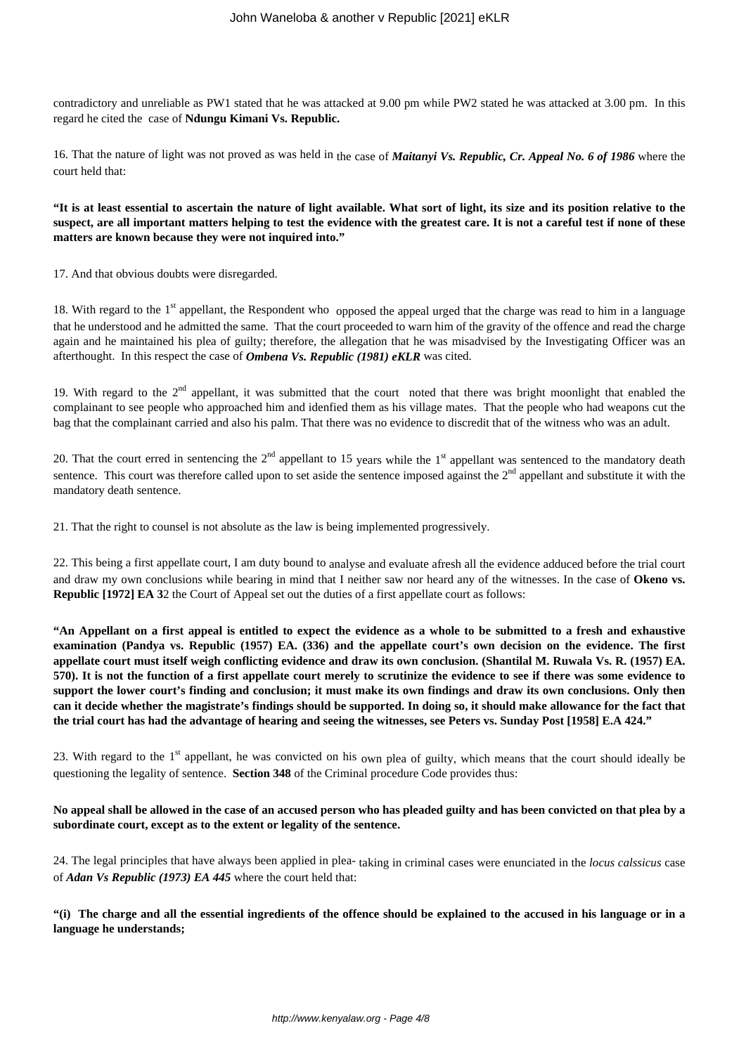contradictory and unreliable as PW1 stated that he was attacked at 9.00 pm while PW2 stated he was attacked at 3.00 pm. In this regard he cited the case of **Ndungu Kimani Vs. Republic.**

16. That the nature of light was not proved as was held in the case of ***Maitanyi Vs. Republic, Cr. Appeal No. 6 of 1986*** where the court held that:

**"It is at least essential to ascertain the nature of light available. What sort of light, its size and its position relative to the suspect, are all important matters helping to test the evidence with the greatest care. It is not a careful test if none of these matters are known because they were not inquired into."**

17. And that obvious doubts were disregarded.

18. With regard to the 1st appellant, the Respondent who opposed the appeal urged that the charge was read to him in a language that he understood and he admitted the same. That the court proceeded to warn him of the gravity of the offence and read the charge again and he maintained his plea of guilty; therefore, the allegation that he was misadvised by the Investigating Officer was an afterthought. In this respect the case of ***Ombena Vs. Republic (1981) eKLR*** was cited.

19. With regard to the 2nd appellant, it was submitted that the court noted that there was bright moonlight that enabled the complainant to see people who approached him and idenfied them as his village mates. That the people who had weapons cut the bag that the complainant carried and also his palm. That there was no evidence to discredit that of the witness who was an adult.

20. That the court erred in sentencing the 2nd appellant to 15 years while the 1st appellant was sentenced to the mandatory death sentence. This court was therefore called upon to set aside the sentence imposed against the 2nd appellant and substitute it with the mandatory death sentence.

21. That the right to counsel is not absolute as the law is being implemented progressively.

22. This being a first appellate court, I am duty bound to analyse and evaluate afresh all the evidence adduced before the trial court and draw my own conclusions while bearing in mind that I neither saw nor heard any of the witnesses. In the case of **Okeno vs. Republic [1972] EA 3**2 the Court of Appeal set out the duties of a first appellate court as follows:

**"An Appellant on a first appeal is entitled to expect the evidence as a whole to be submitted to a fresh and exhaustive examination (Pandya vs. Republic (1957) EA. (336) and the appellate court's own decision on the evidence. The first appellate court must itself weigh conflicting evidence and draw its own conclusion. (Shantilal M. Ruwala Vs. R. (1957) EA. 570). It is not the function of a first appellate court merely to scrutinize the evidence to see if there was some evidence to support the lower court's finding and conclusion; it must make its own findings and draw its own conclusions. Only then can it decide whether the magistrate's findings should be supported. In doing so, it should make allowance for the fact that the trial court has had the advantage of hearing and seeing the witnesses, see Peters vs. Sunday Post [1958] E.A 424."**

23. With regard to the 1st appellant, he was convicted on his own plea of guilty, which means that the court should ideally be questioning the legality of sentence. **Section 348** of the Criminal procedure Code provides thus:

**No appeal shall be allowed in the case of an accused person who has pleaded guilty and has been convicted on that plea by a subordinate court, except as to the extent or legality of the sentence.**

24. The legal principles that have always been applied in plea- taking in criminal cases were enunciated in the *locus calssicus* case of ***Adan Vs Republic (1973) EA 445*** where the court held that:

**"(i) The charge and all the essential ingredients of the offence should be explained to the accused in his language or in a language he understands;**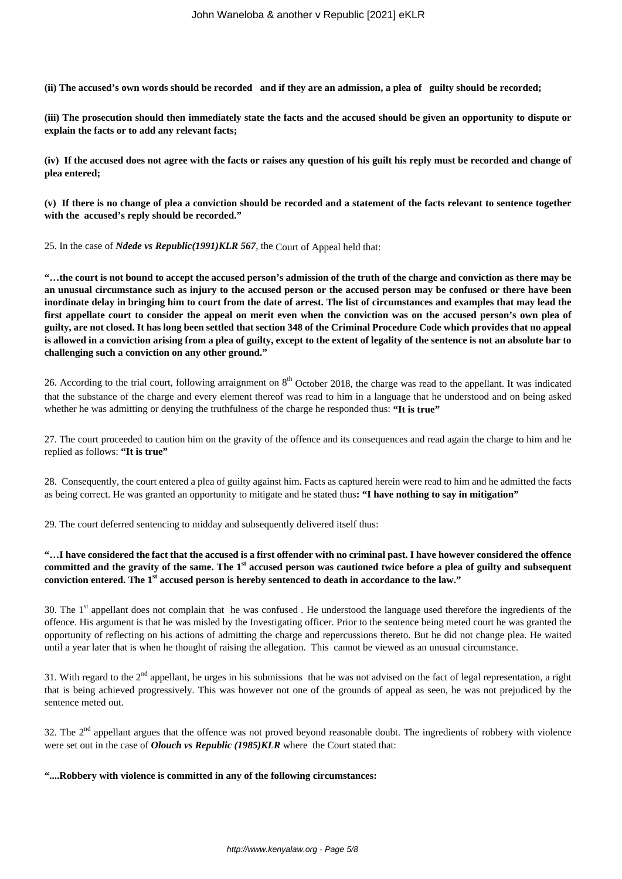**(ii) The accused's own words should be recorded and if they are an admission, a plea of guilty should be recorded;**

**(iii) The prosecution should then immediately state the facts and the accused should be given an opportunity to dispute or explain the facts or to add any relevant facts;**

**(iv) If the accused does not agree with the facts or raises any question of his guilt his reply must be recorded and change of plea entered;**

**(v) If there is no change of plea a conviction should be recorded and a statement of the facts relevant to sentence together with the accused's reply should be recorded."**

25. In the case of ***Ndede vs Republic(1991)KLR 567***, the Court of Appeal held that:

**"…the court is not bound to accept the accused person's admission of the truth of the charge and conviction as there may be an unusual circumstance such as injury to the accused person or the accused person may be confused or there have been inordinate delay in bringing him to court from the date of arrest. The list of circumstances and examples that may lead the first appellate court to consider the appeal on merit even when the conviction was on the accused person's own plea of guilty, are not closed. It has long been settled that section 348 of the Criminal Procedure Code which provides that no appeal is allowed in a conviction arising from a plea of guilty, except to the extent of legality of the sentence is not an absolute bar to challenging such a conviction on any other ground."**

26. According to the trial court, following arraignment on 8th October 2018, the charge was read to the appellant. It was indicated that the substance of the charge and every element thereof was read to him in a language that he understood and on being asked whether he was admitting or denying the truthfulness of the charge he responded thus: **"It is true"**

27. The court proceeded to caution him on the gravity of the offence and its consequences and read again the charge to him and he replied as follows: **"It is true"**

28. Consequently, the court entered a plea of guilty against him. Facts as captured herein were read to him and he admitted the facts as being correct. He was granted an opportunity to mitigate and he stated thus**: "I have nothing to say in mitigation"**

29. The court deferred sentencing to midday and subsequently delivered itself thus:

**"…I have considered the fact that the accused is a first offender with no criminal past. I have however considered the offence committed and the gravity of the same. The 1st accused person was cautioned twice before a plea of guilty and subsequent conviction entered. The 1st accused person is hereby sentenced to death in accordance to the law."**

30. The 1st appellant does not complain that he was confused . He understood the language used therefore the ingredients of the offence. His argument is that he was misled by the Investigating officer. Prior to the sentence being meted court he was granted the opportunity of reflecting on his actions of admitting the charge and repercussions thereto. But he did not change plea. He waited until a year later that is when he thought of raising the allegation. This cannot be viewed as an unusual circumstance.

31. With regard to the 2nd appellant, he urges in his submissions that he was not advised on the fact of legal representation, a right that is being achieved progressively. This was however not one of the grounds of appeal as seen, he was not prejudiced by the sentence meted out.

32. The 2nd appellant argues that the offence was not proved beyond reasonable doubt. The ingredients of robbery with violence were set out in the case of ***Olouch vs Republic (1985)KLR*** where the Court stated that:

**"....Robbery with violence is committed in any of the following circumstances:**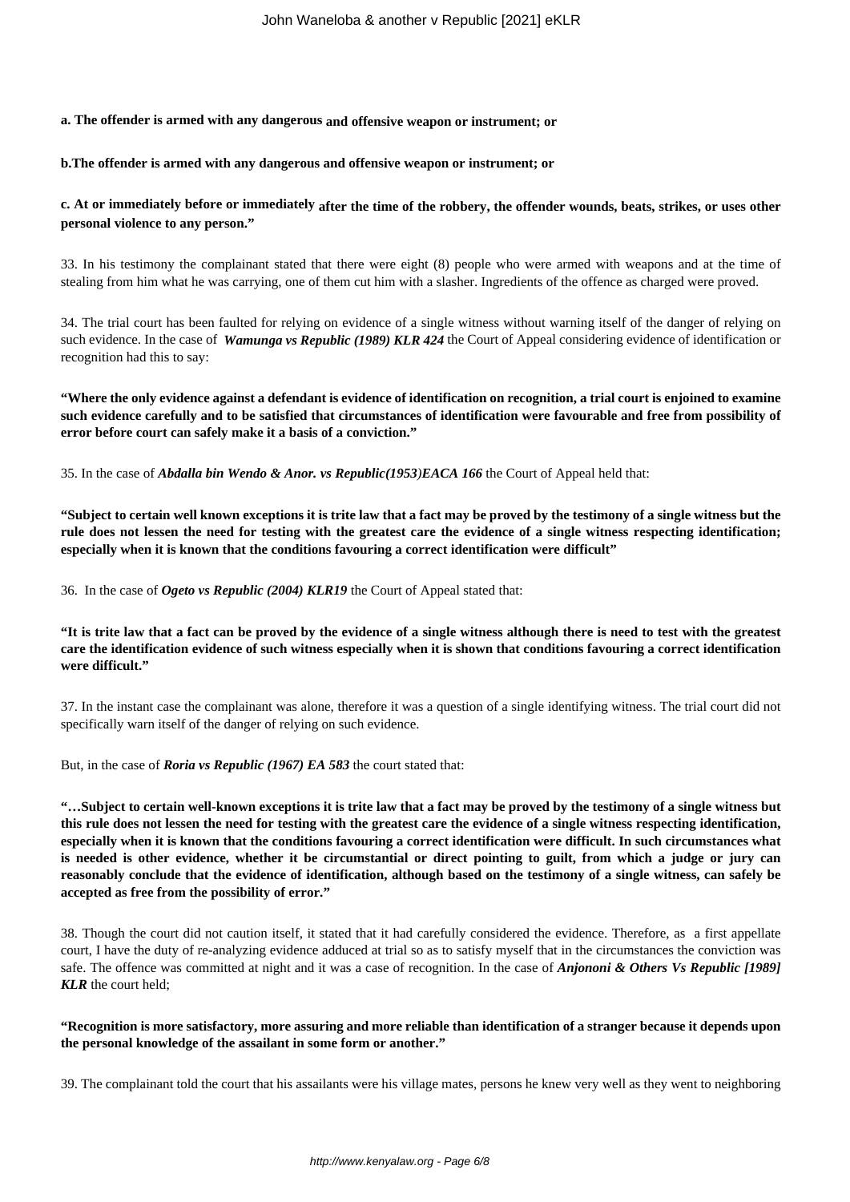**a. The offender is armed with any dangerous and offensive weapon or instrument; or**

**b.The offender is armed with any dangerous and offensive weapon or instrument; or**

**c. At or immediately before or immediately after the time of the robbery, the offender wounds, beats, strikes, or uses other personal violence to any person."**

33. In his testimony the complainant stated that there were eight (8) people who were armed with weapons and at the time of stealing from him what he was carrying, one of them cut him with a slasher. Ingredients of the offence as charged were proved.

34. The trial court has been faulted for relying on evidence of a single witness without warning itself of the danger of relying on such evidence. In the case of ***Wamunga vs Republic (1989) KLR 424*** the Court of Appeal considering evidence of identification or recognition had this to say:

**"Where the only evidence against a defendant is evidence of identification on recognition, a trial court is enjoined to examine such evidence carefully and to be satisfied that circumstances of identification were favourable and free from possibility of error before court can safely make it a basis of a conviction."**

35. In the case of ***Abdalla bin Wendo & Anor. vs Republic(1953)EACA 166*** the Court of Appeal held that:

**"Subject to certain well known exceptions it is trite law that a fact may be proved by the testimony of a single witness but the rule does not lessen the need for testing with the greatest care the evidence of a single witness respecting identification; especially when it is known that the conditions favouring a correct identification were difficult"**

36. In the case of ***Ogeto vs Republic (2004) KLR19*** the Court of Appeal stated that:

**"It is trite law that a fact can be proved by the evidence of a single witness although there is need to test with the greatest care the identification evidence of such witness especially when it is shown that conditions favouring a correct identification were difficult."**

37. In the instant case the complainant was alone, therefore it was a question of a single identifying witness. The trial court did not specifically warn itself of the danger of relying on such evidence.

But, in the case of ***Roria vs Republic (1967) EA 583*** the court stated that:

**"…Subject to certain well-known exceptions it is trite law that a fact may be proved by the testimony of a single witness but this rule does not lessen the need for testing with the greatest care the evidence of a single witness respecting identification, especially when it is known that the conditions favouring a correct identification were difficult. In such circumstances what is needed is other evidence, whether it be circumstantial or direct pointing to guilt, from which a judge or jury can reasonably conclude that the evidence of identification, although based on the testimony of a single witness, can safely be accepted as free from the possibility of error."**

38. Though the court did not caution itself, it stated that it had carefully considered the evidence. Therefore, as a first appellate court, I have the duty of re-analyzing evidence adduced at trial so as to satisfy myself that in the circumstances the conviction was safe. The offence was committed at night and it was a case of recognition. In the case of ***Anjononi & Others Vs Republic [1989] KLR*** the court held;

**"Recognition is more satisfactory, more assuring and more reliable than identification of a stranger because it depends upon the personal knowledge of the assailant in some form or another."**

39. The complainant told the court that his assailants were his village mates, persons he knew very well as they went to neighboring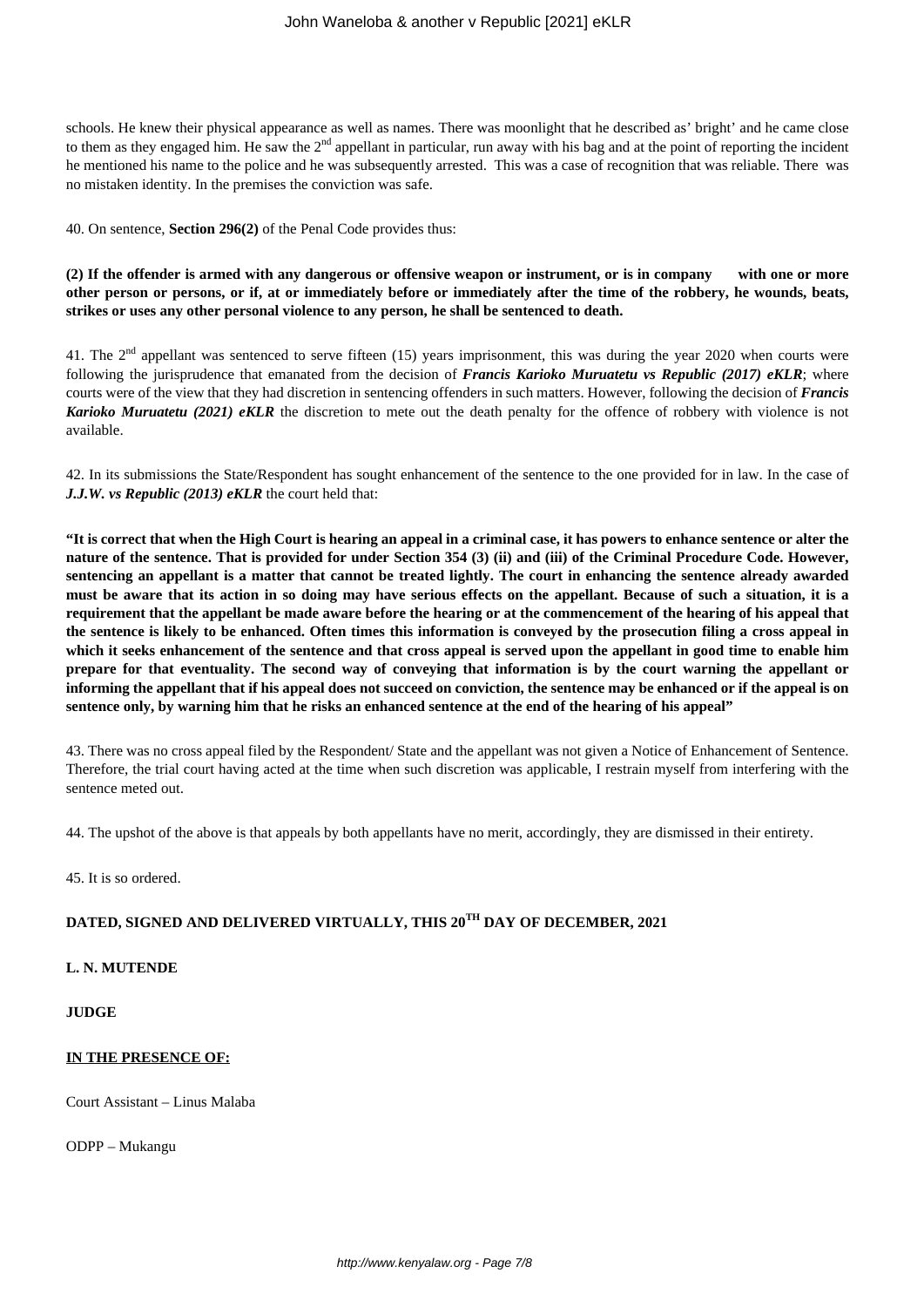schools. He knew their physical appearance as well as names. There was moonlight that he described as' bright' and he came close to them as they engaged him. He saw the 2nd appellant in particular, run away with his bag and at the point of reporting the incident he mentioned his name to the police and he was subsequently arrested. This was a case of recognition that was reliable. There was no mistaken identity. In the premises the conviction was safe.

40. On sentence, **Section 296(2)** of the Penal Code provides thus:

**(2) If the offender is armed with any dangerous or offensive weapon or instrument, or is in company with one or more other person or persons, or if, at or immediately before or immediately after the time of the robbery, he wounds, beats, strikes or uses any other personal violence to any person, he shall be sentenced to death.**

41. The 2nd appellant was sentenced to serve fifteen (15) years imprisonment, this was during the year 2020 when courts were following the jurisprudence that emanated from the decision of ***Francis Karioko Muruatetu vs Republic (2017) eKLR***; where courts were of the view that they had discretion in sentencing offenders in such matters. However, following the decision of ***Francis Karioko Muruatetu (2021) eKLR*** the discretion to mete out the death penalty for the offence of robbery with violence is not available.

42. In its submissions the State/Respondent has sought enhancement of the sentence to the one provided for in law. In the case of ***J.J.W. vs Republic (2013) eKLR*** the court held that:

**"It is correct that when the High Court is hearing an appeal in a criminal case, it has powers to enhance sentence or alter the nature of the sentence. That is provided for under Section 354 (3) (ii) and (iii) of the Criminal Procedure Code. However, sentencing an appellant is a matter that cannot be treated lightly. The court in enhancing the sentence already awarded must be aware that its action in so doing may have serious effects on the appellant. Because of such a situation, it is a requirement that the appellant be made aware before the hearing or at the commencement of the hearing of his appeal that the sentence is likely to be enhanced. Often times this information is conveyed by the prosecution filing a cross appeal in which it seeks enhancement of the sentence and that cross appeal is served upon the appellant in good time to enable him prepare for that eventuality. The second way of conveying that information is by the court warning the appellant or informing the appellant that if his appeal does not succeed on conviction, the sentence may be enhanced or if the appeal is on sentence only, by warning him that he risks an enhanced sentence at the end of the hearing of his appeal"**

43. There was no cross appeal filed by the Respondent/ State and the appellant was not given a Notice of Enhancement of Sentence. Therefore, the trial court having acted at the time when such discretion was applicable, I restrain myself from interfering with the sentence meted out.

44. The upshot of the above is that appeals by both appellants have no merit, accordingly, they are dismissed in their entirety.

45. It is so ordered.

**DATED, SIGNED AND DELIVERED VIRTUALLY, THIS 20TH DAY OF DECEMBER, 2021**

**L. N. MUTENDE**

**JUDGE**

**IN THE PRESENCE OF:**

Court Assistant – Linus Malaba

ODPP – Mukangu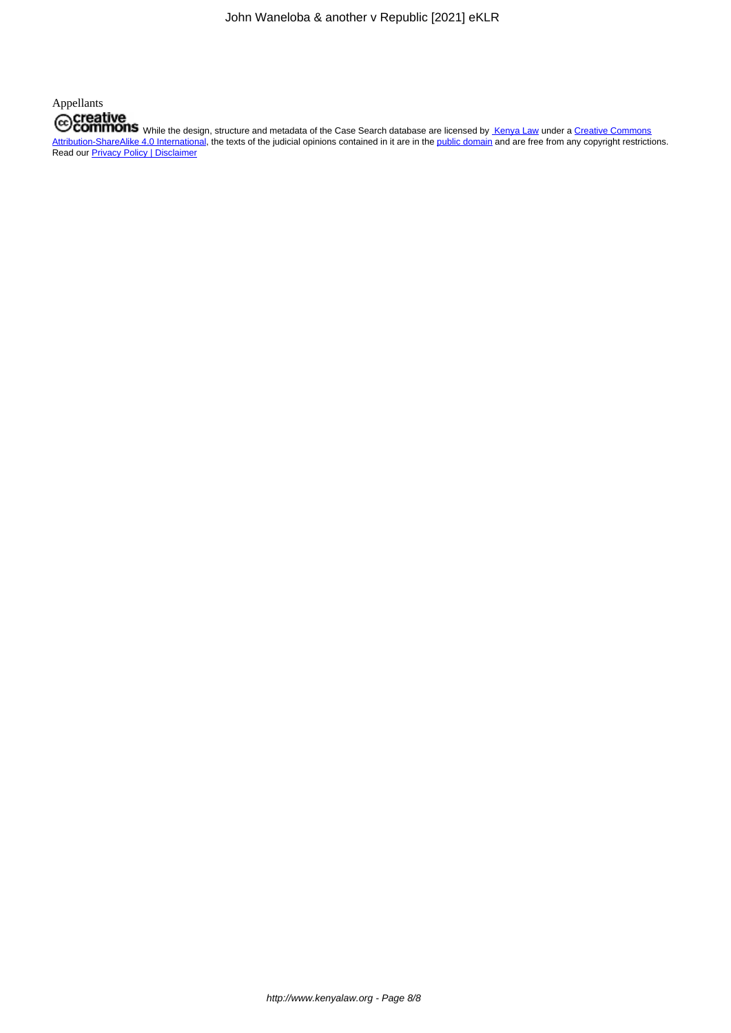Appellants

creative commons While the design, structure and metadata of the Case Search database are licensed by Kenya Law under a Creative Commons Attribution-ShareAlike 4.0 International, the texts of the judicial opinions contained in it are in the public domain and are free from any copyright restrictions. Read our Privacy Policy | Disclaimer